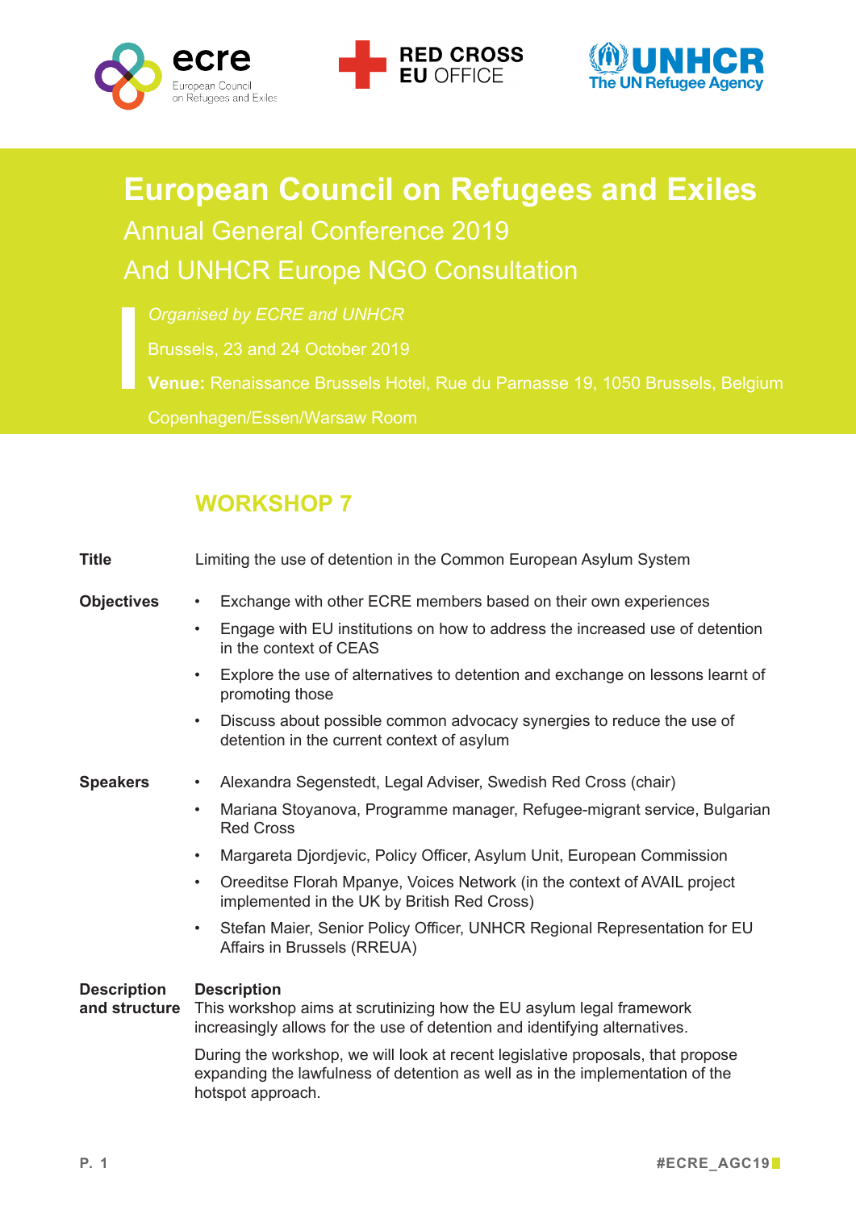# European Council on Refugees and Exiles

## Annual General Conference 2019

## And UNHCR Europe NGO Consultation

*Organised by ECRE and UNHCR*

Brussels, 23 and 24 October 2019

**Venue:** Renaissance Brussels Hotel, Rue du Parnasse 19, 1050 Brussels, Belgium

Copenhagen/Essen/Warsaw Room

## WORKSHOP 7

**Title**

Limiting the use of detention in the Common European Asylum System

**Objectives**

- Exchange with other ECRE members based on their own experiences
- Engage with EU institutions on how to address the increased use of detention in the context of CEAS
- Explore the use of alternatives to detention and exchange on lessons learnt of promoting those
- Discuss about possible common advocacy synergies to reduce the use of detention in the current context of asylum

**Speakers**

- Alexandra Segenstedt, Legal Adviser, Swedish Red Cross (chair)
- Mariana Stoyanova, Programme manager, Refugee-migrant service, Bulgarian Red Cross
- Margareta Djordjevic, Policy Officer, Asylum Unit, European Commission
- Oreeditse Florah Mpanye, Voices Network (in the context of AVAIL project implemented in the UK by British Red Cross)
- Stefan Maier, Senior Policy Officer, UNHCR Regional Representation for EU Affairs in Brussels (RREUA)

**Description and structure**

**Description**

This workshop aims at scrutinizing how the EU asylum legal framework increasingly allows for the use of detention and identifying alternatives.

During the workshop, we will look at recent legislative proposals, that propose expanding the lawfulness of detention as well as in the implementation of the hotspot approach.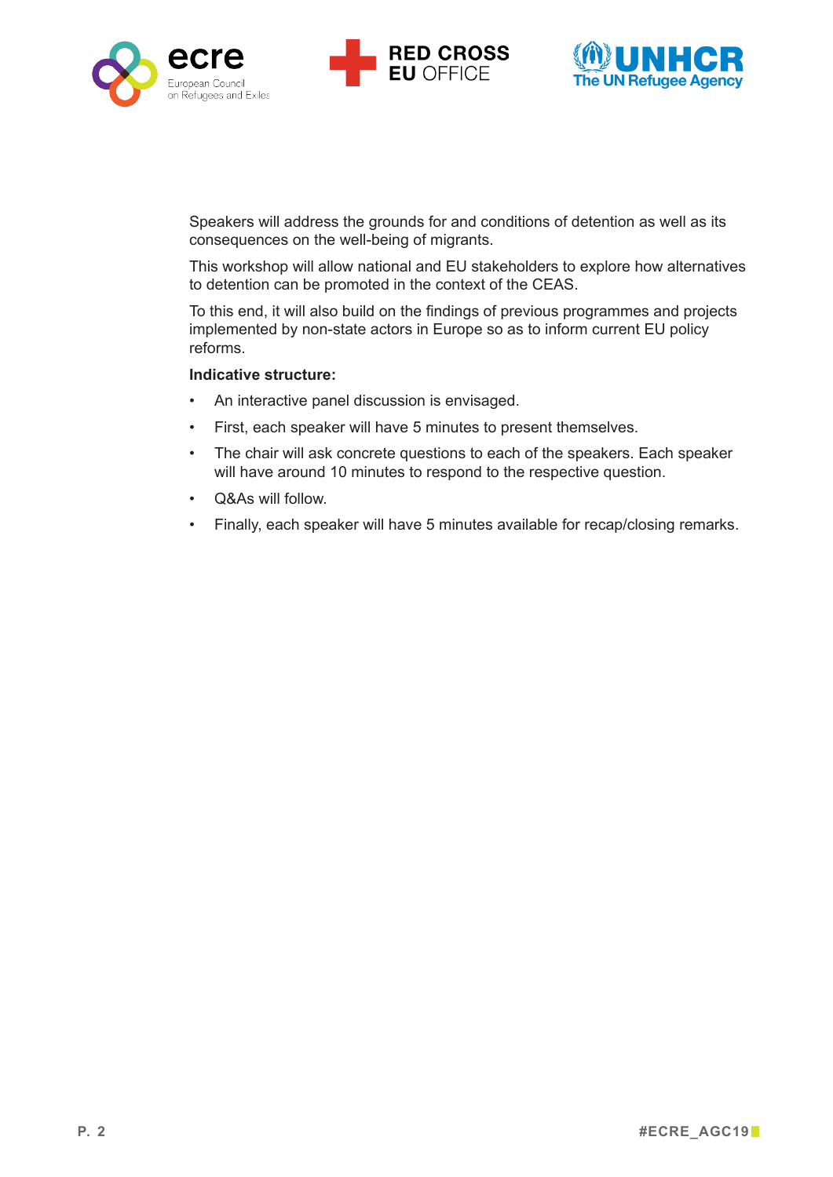Speakers will address the grounds for and conditions of detention as well as its consequences on the well-being of migrants.

This workshop will allow national and EU stakeholders to explore how alternatives to detention can be promoted in the context of the CEAS.

To this end, it will also build on the findings of previous programmes and projects implemented by non-state actors in Europe so as to inform current EU policy reforms.

**Indicative structure:**

- An interactive panel discussion is envisaged.
- First, each speaker will have 5 minutes to present themselves.
- The chair will ask concrete questions to each of the speakers. Each speaker will have around 10 minutes to respond to the respective question.
- Q&As will follow.
- Finally, each speaker will have 5 minutes available for recap/closing remarks.